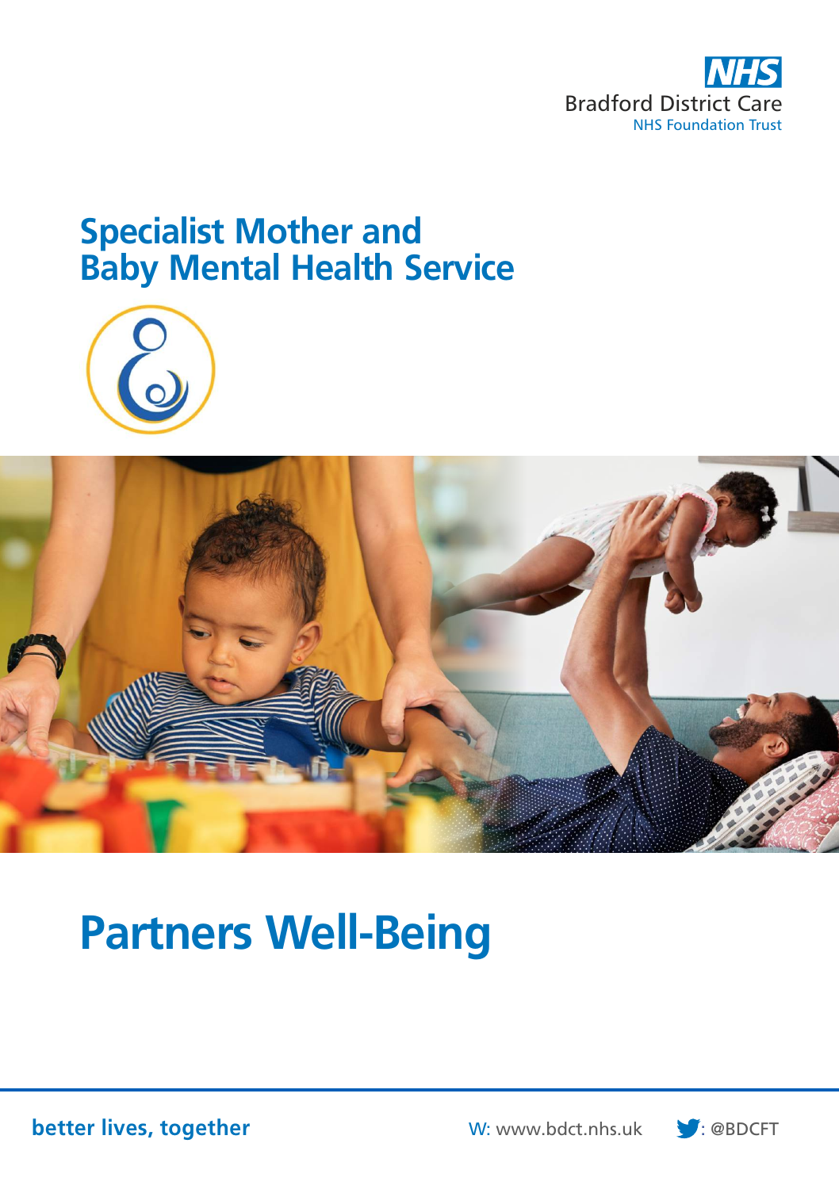NHS

Bradford District Care

NHS Foundation Trust

# Specialist Mother and Baby Mental Health Service

# Partners Well-Being

**better lives, together**

W: www.bdct.nhs.uk

: @BDCFT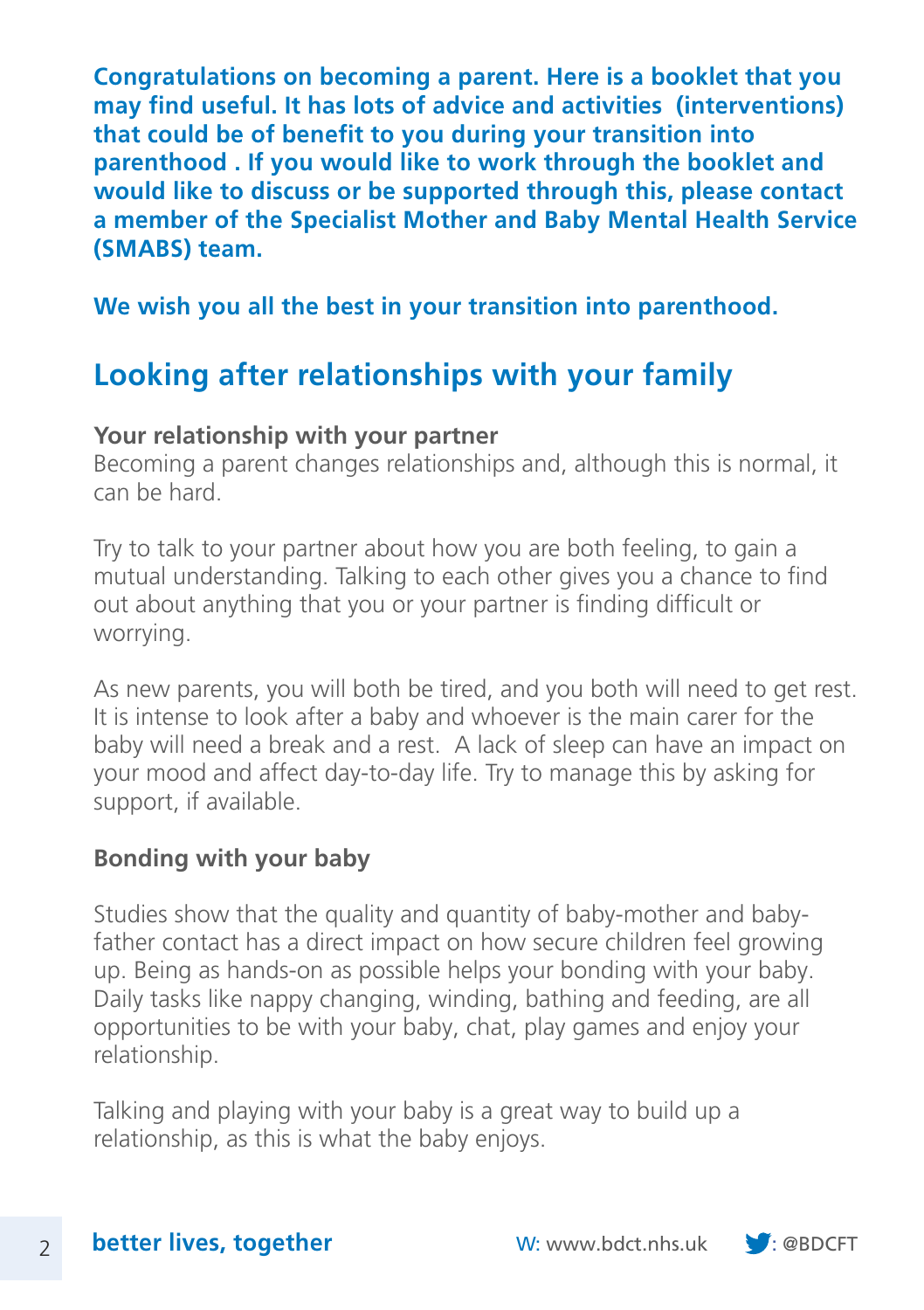**Congratulations on becoming a parent. Here is a booklet that you may find useful. It has lots of advice and activities (interventions) that could be of benefit to you during your transition into parenthood . If you would like to work through the booklet and would like to discuss or be supported through this, please contact a member of the Specialist Mother and Baby Mental Health Service (SMABS) team.**

**We wish you all the best in your transition into parenthood.**

## Looking after relationships with your family

**Your relationship with your partner**

Becoming a parent changes relationships and, although this is normal, it can be hard.

Try to talk to your partner about how you are both feeling, to gain a mutual understanding. Talking to each other gives you a chance to find out about anything that you or your partner is finding difficult or worrying.

As new parents, you will both be tired, and you both will need to get rest. It is intense to look after a baby and whoever is the main carer for the baby will need a break and a rest. A lack of sleep can have an impact on your mood and affect day-to-day life. Try to manage this by asking for support, if available.

**Bonding with your baby**

Studies show that the quality and quantity of baby-mother and baby-father contact has a direct impact on how secure children feel growing up. Being as hands-on as possible helps your bonding with your baby. Daily tasks like nappy changing, winding, bathing and feeding, are all opportunities to be with your baby, chat, play games and enjoy your relationship.

Talking and playing with your baby is a great way to build up a relationship, as this is what the baby enjoys.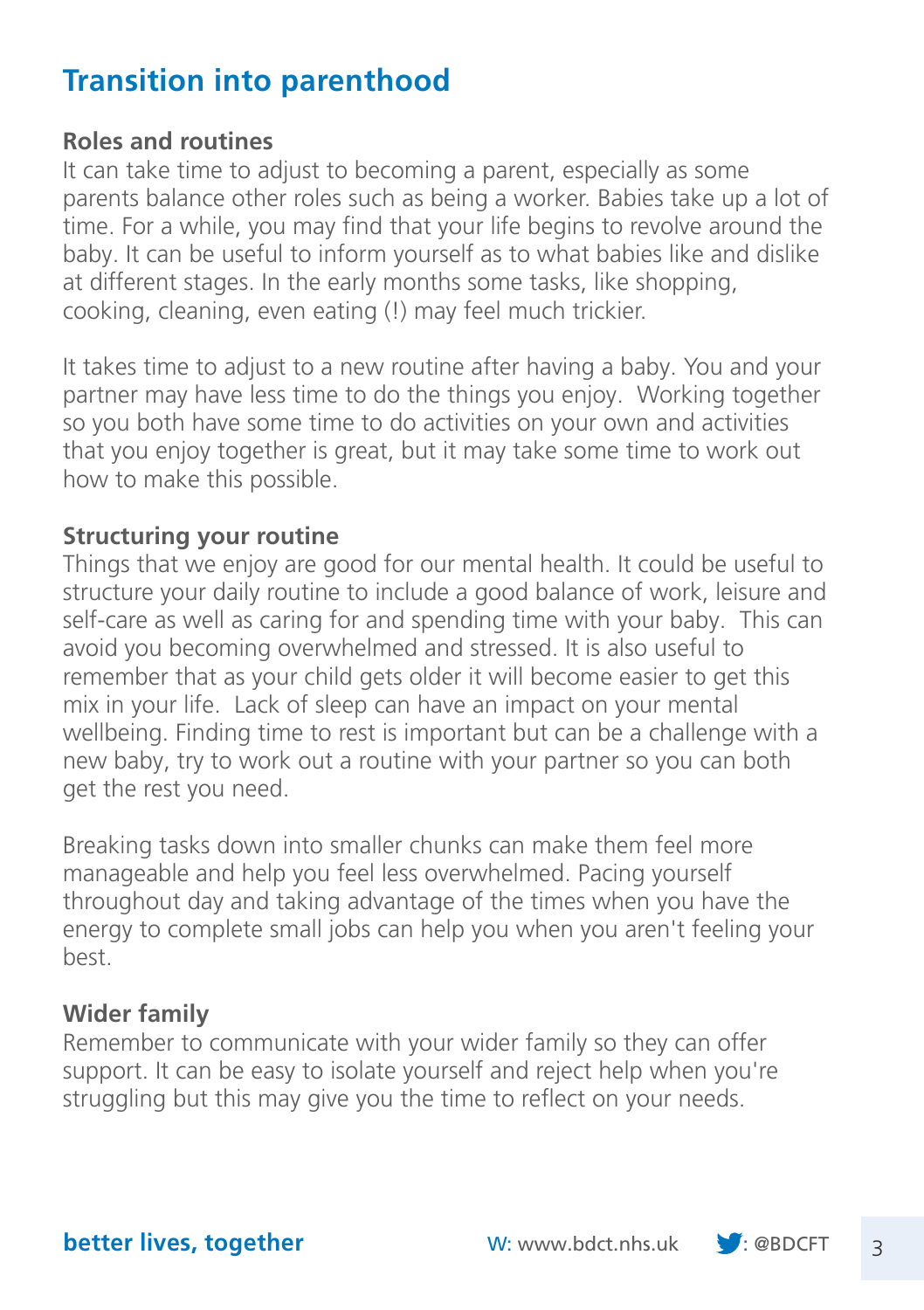## Transition into parenthood

### Roles and routines

It can take time to adjust to becoming a parent, especially as some parents balance other roles such as being a worker. Babies take up a lot of time. For a while, you may find that your life begins to revolve around the baby. It can be useful to inform yourself as to what babies like and dislike at different stages. In the early months some tasks, like shopping, cooking, cleaning, even eating (!) may feel much trickier.

It takes time to adjust to a new routine after having a baby. You and your partner may have less time to do the things you enjoy. Working together so you both have some time to do activities on your own and activities that you enjoy together is great, but it may take some time to work out how to make this possible.

### Structuring your routine

Things that we enjoy are good for our mental health. It could be useful to structure your daily routine to include a good balance of work, leisure and self-care as well as caring for and spending time with your baby. This can avoid you becoming overwhelmed and stressed. It is also useful to remember that as your child gets older it will become easier to get this mix in your life. Lack of sleep can have an impact on your mental wellbeing. Finding time to rest is important but can be a challenge with a new baby, try to work out a routine with your partner so you can both get the rest you need.

Breaking tasks down into smaller chunks can make them feel more manageable and help you feel less overwhelmed. Pacing yourself throughout day and taking advantage of the times when you have the energy to complete small jobs can help you when you aren't feeling your best.

### Wider family

Remember to communicate with your wider family so they can offer support. It can be easy to isolate yourself and reject help when you're struggling but this may give you the time to reflect on your needs.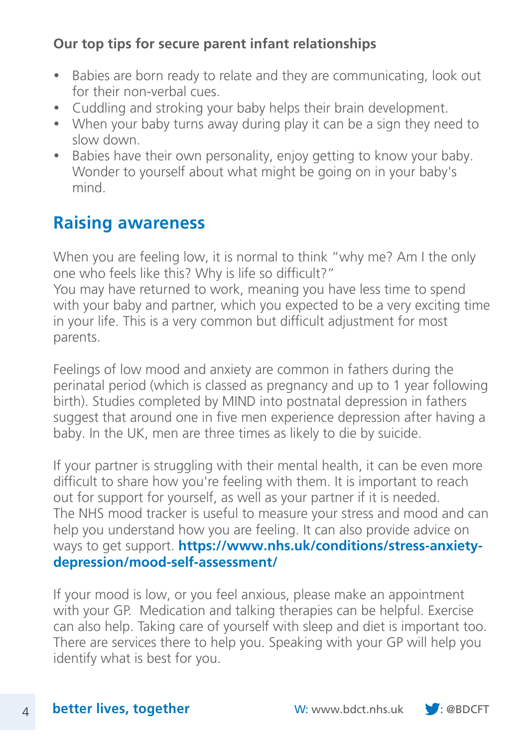**Our top tips for secure parent infant relationships**

- Babies are born ready to relate and they are communicating, look out for their non-verbal cues.
- Cuddling and stroking your baby helps their brain development.
- When your baby turns away during play it can be a sign they need to slow down.
- Babies have their own personality, enjoy getting to know your baby. Wonder to yourself about what might be going on in your baby's mind.

## Raising awareness

When you are feeling low, it is normal to think "why me? Am I the only one who feels like this? Why is life so difficult?"
You may have returned to work, meaning you have less time to spend with your baby and partner, which you expected to be a very exciting time in your life. This is a very common but difficult adjustment for most parents.

Feelings of low mood and anxiety are common in fathers during the perinatal period (which is classed as pregnancy and up to 1 year following birth). Studies completed by MIND into postnatal depression in fathers suggest that around one in five men experience depression after having a baby. In the UK, men are three times as likely to die by suicide.

If your partner is struggling with their mental health, it can be even more difficult to share how you're feeling with them. It is important to reach out for support for yourself, as well as your partner if it is needed.
The NHS mood tracker is useful to measure your stress and mood and can help you understand how you are feeling. It can also provide advice on ways to get support. **https://www.nhs.uk/conditions/stress-anxiety-depression/mood-self-assessment/**

If your mood is low, or you feel anxious, please make an appointment with your GP. Medication and talking therapies can be helpful. Exercise can also help. Taking care of yourself with sleep and diet is important too. There are services there to help you. Speaking with your GP will help you identify what is best for you.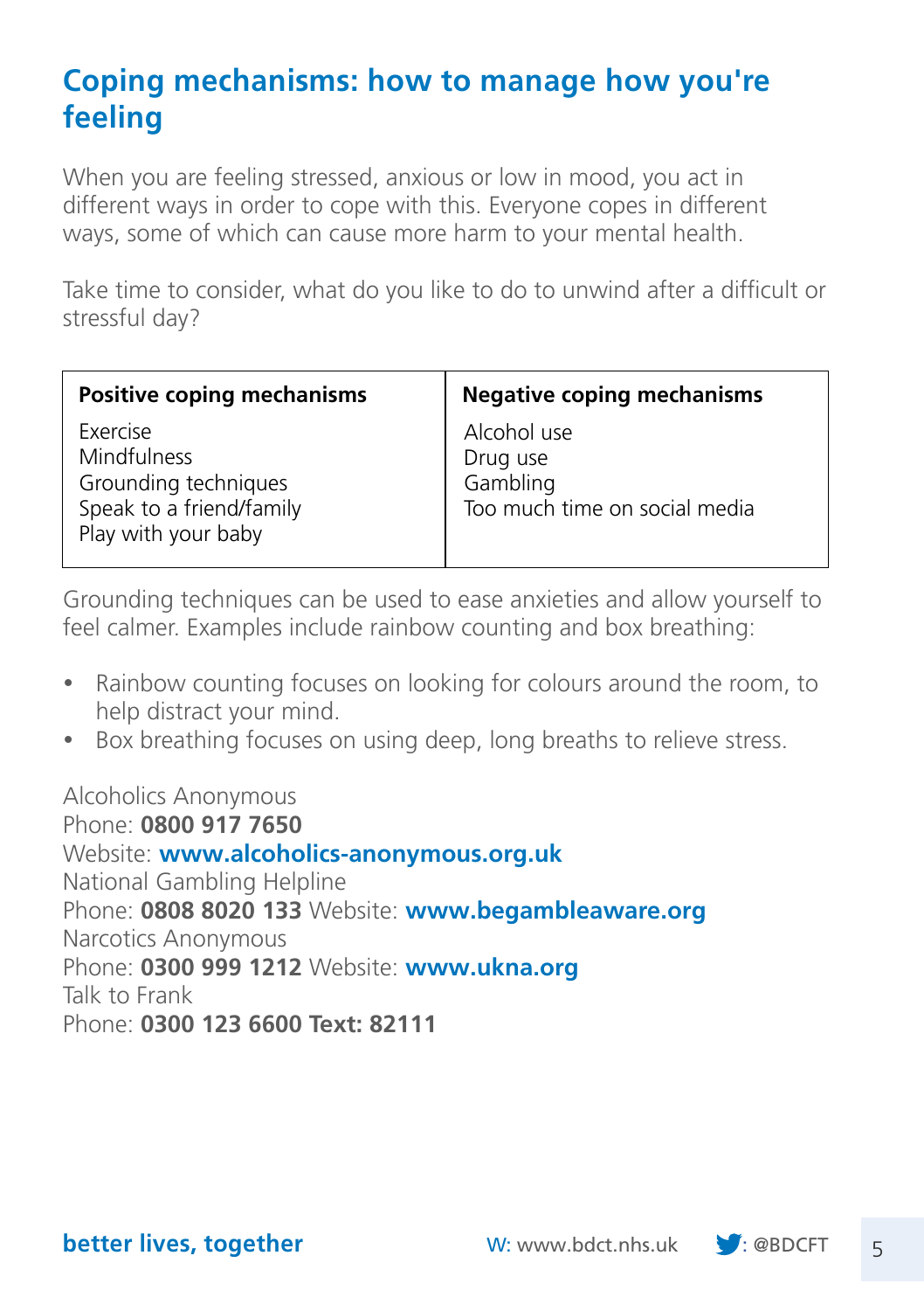# Coping mechanisms: how to manage how you're feeling

When you are feeling stressed, anxious or low in mood, you act in different ways in order to cope with this. Everyone copes in different ways, some of which can cause more harm to your mental health.

Take time to consider, what do you like to do to unwind after a difficult or stressful day?

| Positive coping mechanisms | Negative coping mechanisms |
|---|---|
| Exercise<br>Mindfulness<br>Grounding techniques<br>Speak to a friend/family<br>Play with your baby | Alcohol use<br>Drug use<br>Gambling<br>Too much time on social media |

Grounding techniques can be used to ease anxieties and allow yourself to feel calmer. Examples include rainbow counting and box breathing:

- Rainbow counting focuses on looking for colours around the room, to help distract your mind.
- Box breathing focuses on using deep, long breaths to relieve stress.

Alcoholics Anonymous
Phone: **0800 917 7650**
Website: **www.alcoholics-anonymous.org.uk**
National Gambling Helpline
Phone: **0808 8020 133** Website: **www.begambleaware.org**
Narcotics Anonymous
Phone: **0300 999 1212** Website: **www.ukna.org**
Talk to Frank
Phone: **0300 123 6600 Text: 82111**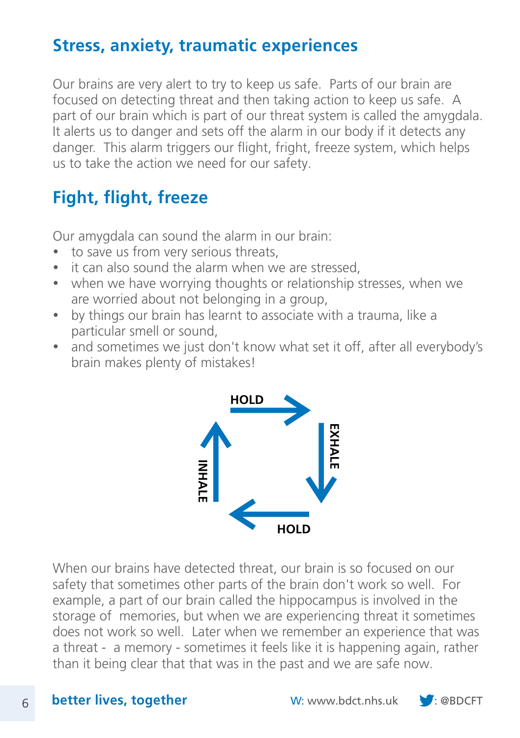## Stress, anxiety, traumatic experiences

Our brains are very alert to try to keep us safe. Parts of our brain are focused on detecting threat and then taking action to keep us safe. A part of our brain which is part of our threat system is called the amygdala. It alerts us to danger and sets off the alarm in our body if it detects any danger. This alarm triggers our flight, fright, freeze system, which helps us to take the action we need for our safety.

## Fight, flight, freeze

Our amygdala can sound the alarm in our brain:

- to save us from very serious threats,
- it can also sound the alarm when we are stressed,
- when we have worrying thoughts or relationship stresses, when we are worried about not belonging in a group,
- by things our brain has learnt to associate with a trauma, like a particular smell or sound,
- and sometimes we just don't know what set it off, after all everybody's brain makes plenty of mistakes!

HOLD → EXHALE → HOLD → INHALE

When our brains have detected threat, our brain is so focused on our safety that sometimes other parts of the brain don't work so well. For example, a part of our brain called the hippocampus is involved in the storage of memories, but when we are experiencing threat it sometimes does not work so well. Later when we remember an experience that was a threat - a memory - sometimes it feels like it is happening again, rather than it being clear that that was in the past and we are safe now.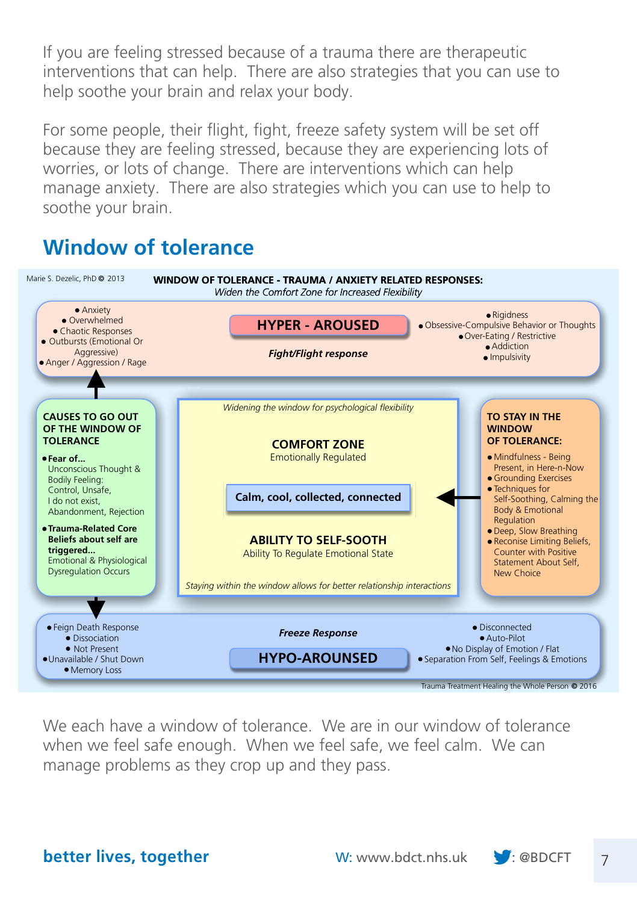If you are feeling stressed because of a trauma there are therapeutic interventions that can help. There are also strategies that you can use to help soothe your brain and relax your body.

For some people, their flight, fight, freeze safety system will be set off because they are feeling stressed, because they are experiencing lots of worries, or lots of change. There are interventions which can help manage anxiety. There are also strategies which you can use to help to soothe your brain.

## Window of tolerance

Marie S. Dezelic, PhD © 2013

**WINDOW OF TOLERANCE - TRAUMA / ANXIETY RELATED RESPONSES:**
*Widen the Comfort Zone for Increased Flexibility*

**HYPER - AROUSED**

*Fight/Flight response*

- Anxiety
- Overwhelmed
- Chaotic Responses
- Outbursts (Emotional Or Aggressive)
- Anger / Aggression / Rage

- Rigidness
- Obsessive-Compulsive Behavior or Thoughts
- Over-Eating / Restrictive
- Addiction
- Impulsivity

**CAUSES TO GO OUT OF THE WINDOW OF TOLERANCE**

- **Fear of...** Unconscious Thought & Bodily Feeling: Control, Unsafe, I do not exist, Abandonment, Rejection
- **Trauma-Related Core Beliefs about self are triggered...** Emotional & Physiological Dysregulation Occurs

*Widening the window for psychological flexibility*

**COMFORT ZONE**
Emotionally Regulated

**Calm, cool, collected, connected**

**ABILITY TO SELF-SOOTH**
Ability To Regulate Emotional State

*Staying within the window allows for better relationship interactions*

**TO STAY IN THE WINDOW OF TOLERANCE:**

- Mindfulness - Being Present, in Here-n-Now
- Grounding Exercises
- Techniques for Self-Soothing, Calming the Body & Emotional Regulation
- Deep, Slow Breathing
- Reconise Limiting Beliefs, Counter with Positive Statement About Self, New Choice

*Freeze Response*

**HYPO-AROUNSED**

- Feign Death Response
- Dissociation
- Not Present
- Unavailable / Shut Down
- Memory Loss

- Disconnected
- Auto-Pilot
- No Display of Emotion / Flat
- Separation From Self, Feelings & Emotions

Trauma Treatment Healing the Whole Person © 2016

We each have a window of tolerance. We are in our window of tolerance when we feel safe enough. When we feel safe, we feel calm. We can manage problems as they crop up and they pass.

**better lives, together** W: www.bdct.nhs.uk : @BDCFT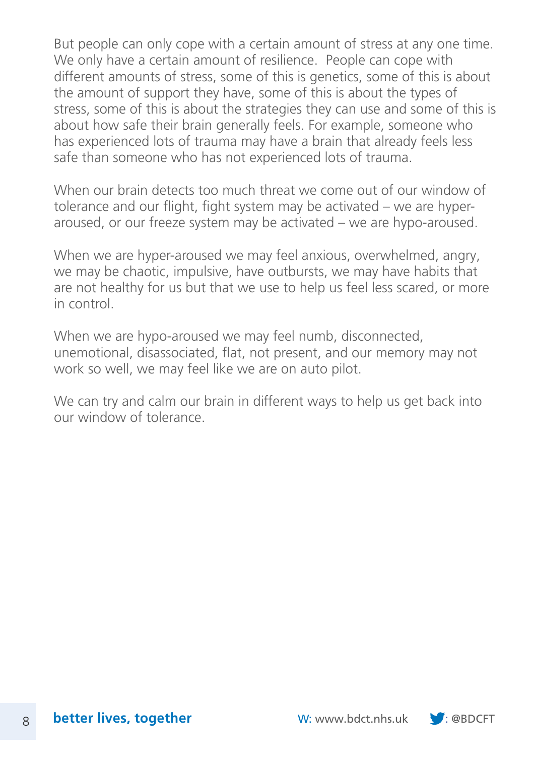But people can only cope with a certain amount of stress at any one time. We only have a certain amount of resilience. People can cope with different amounts of stress, some of this is genetics, some of this is about the amount of support they have, some of this is about the types of stress, some of this is about the strategies they can use and some of this is about how safe their brain generally feels. For example, someone who has experienced lots of trauma may have a brain that already feels less safe than someone who has not experienced lots of trauma.

When our brain detects too much threat we come out of our window of tolerance and our flight, fight system may be activated – we are hyper-aroused, or our freeze system may be activated – we are hypo-aroused.

When we are hyper-aroused we may feel anxious, overwhelmed, angry, we may be chaotic, impulsive, have outbursts, we may have habits that are not healthy for us but that we use to help us feel less scared, or more in control.

When we are hypo-aroused we may feel numb, disconnected, unemotional, disassociated, flat, not present, and our memory may not work so well, we may feel like we are on auto pilot.

We can try and calm our brain in different ways to help us get back into our window of tolerance.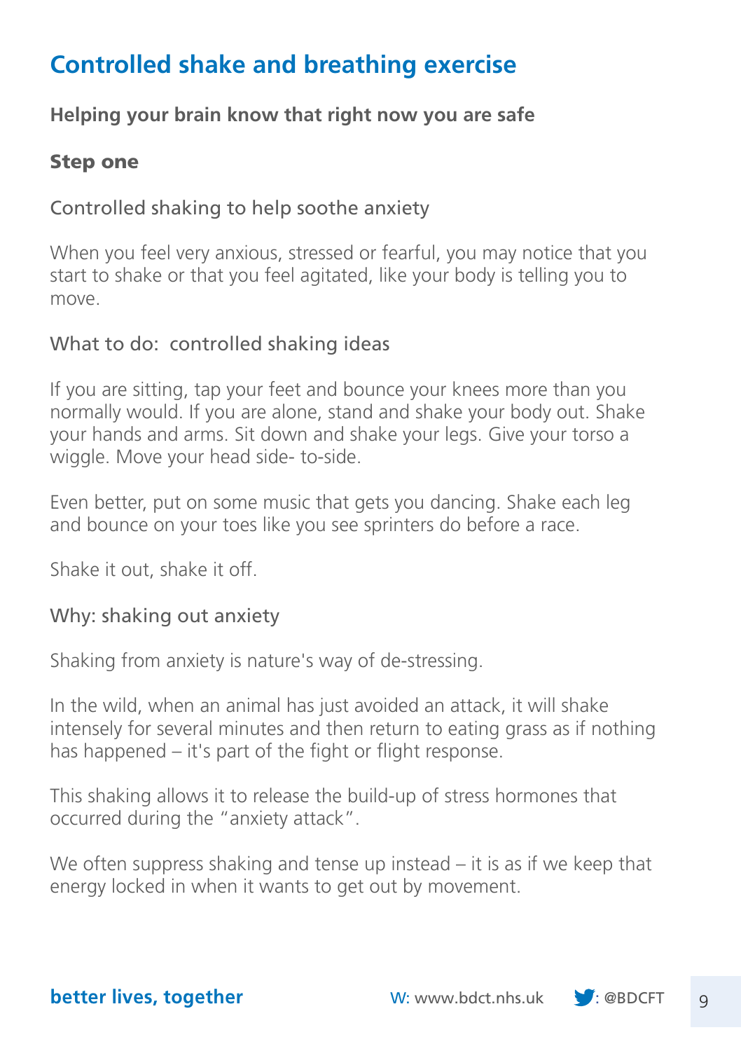# Controlled shake and breathing exercise

**Helping your brain know that right now you are safe**

**Step one**

Controlled shaking to help soothe anxiety

When you feel very anxious, stressed or fearful, you may notice that you start to shake or that you feel agitated, like your body is telling you to move.

What to do: controlled shaking ideas

If you are sitting, tap your feet and bounce your knees more than you normally would. If you are alone, stand and shake your body out. Shake your hands and arms. Sit down and shake your legs. Give your torso a wiggle. Move your head side- to-side.

Even better, put on some music that gets you dancing. Shake each leg and bounce on your toes like you see sprinters do before a race.

Shake it out, shake it off.

Why: shaking out anxiety

Shaking from anxiety is nature's way of de-stressing.

In the wild, when an animal has just avoided an attack, it will shake intensely for several minutes and then return to eating grass as if nothing has happened – it's part of the fight or flight response.

This shaking allows it to release the build-up of stress hormones that occurred during the "anxiety attack".

We often suppress shaking and tense up instead – it is as if we keep that energy locked in when it wants to get out by movement.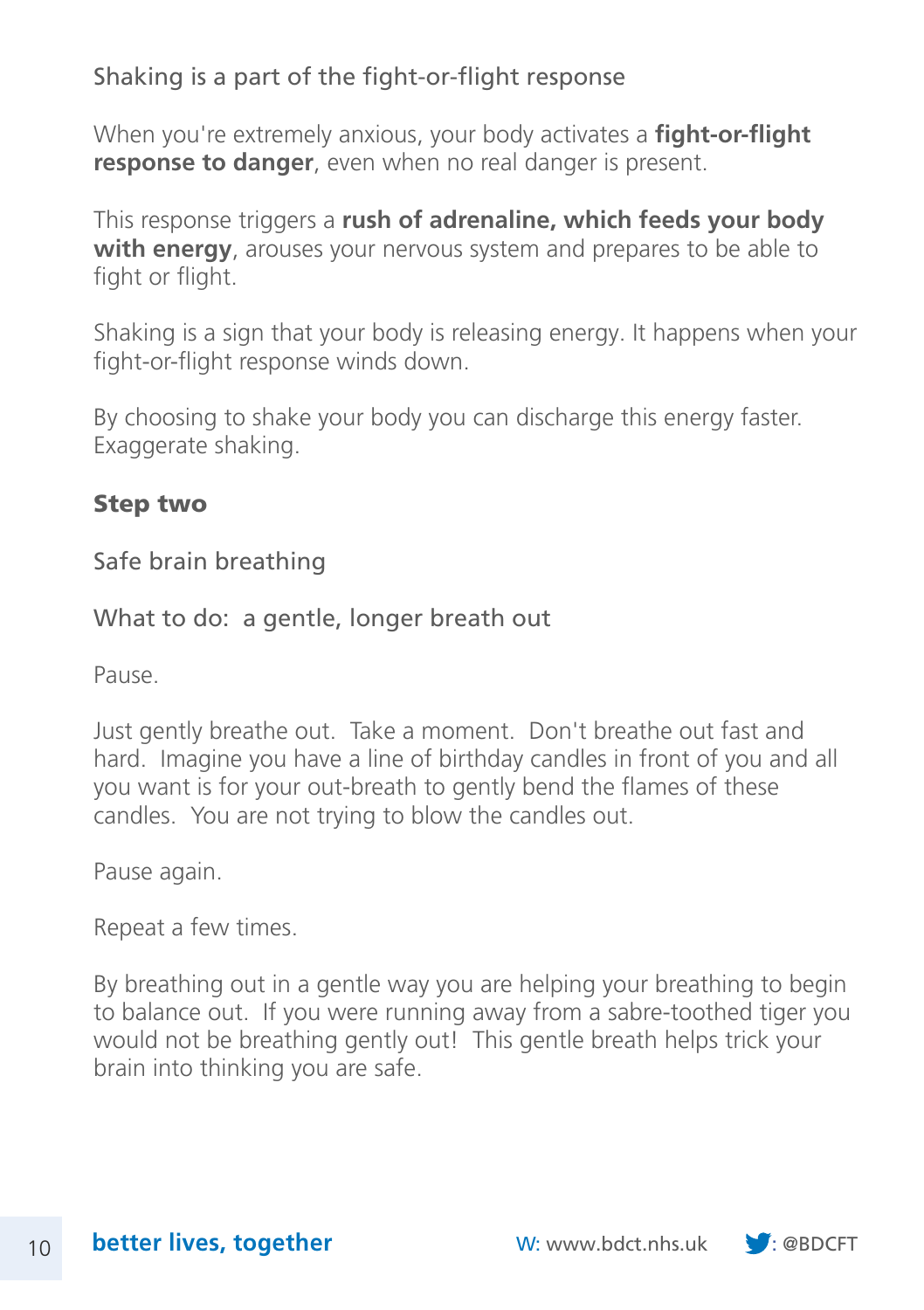Shaking is a part of the fight-or-flight response

When you're extremely anxious, your body activates a **fight-or-flight response to danger**, even when no real danger is present.

This response triggers a **rush of adrenaline, which feeds your body with energy**, arouses your nervous system and prepares to be able to fight or flight.

Shaking is a sign that your body is releasing energy. It happens when your fight-or-flight response winds down.

By choosing to shake your body you can discharge this energy faster. Exaggerate shaking.

**Step two**

Safe brain breathing

What to do: a gentle, longer breath out

Pause.

Just gently breathe out. Take a moment. Don't breathe out fast and hard. Imagine you have a line of birthday candles in front of you and all you want is for your out-breath to gently bend the flames of these candles. You are not trying to blow the candles out.

Pause again.

Repeat a few times.

By breathing out in a gentle way you are helping your breathing to begin to balance out. If you were running away from a sabre-toothed tiger you would not be breathing gently out! This gentle breath helps trick your brain into thinking you are safe.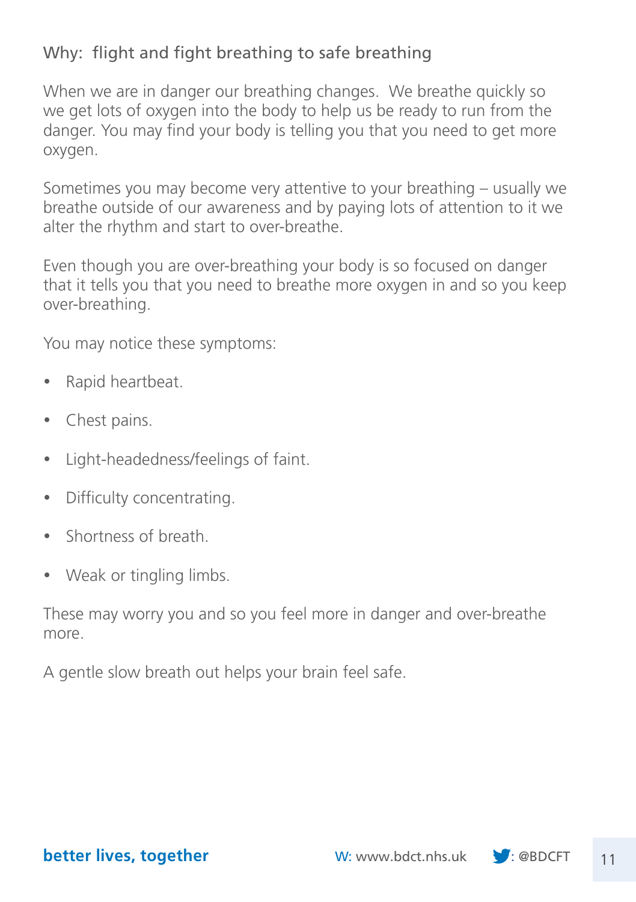## Why: flight and fight breathing to safe breathing

When we are in danger our breathing changes. We breathe quickly so we get lots of oxygen into the body to help us be ready to run from the danger. You may find your body is telling you that you need to get more oxygen.

Sometimes you may become very attentive to your breathing – usually we breathe outside of our awareness and by paying lots of attention to it we alter the rhythm and start to over-breathe.

Even though you are over-breathing your body is so focused on danger that it tells you that you need to breathe more oxygen in and so you keep over-breathing.

You may notice these symptoms:

- Rapid heartbeat.
- Chest pains.
- Light-headedness/feelings of faint.
- Difficulty concentrating.
- Shortness of breath.
- Weak or tingling limbs.

These may worry you and so you feel more in danger and over-breathe more.

A gentle slow breath out helps your brain feel safe.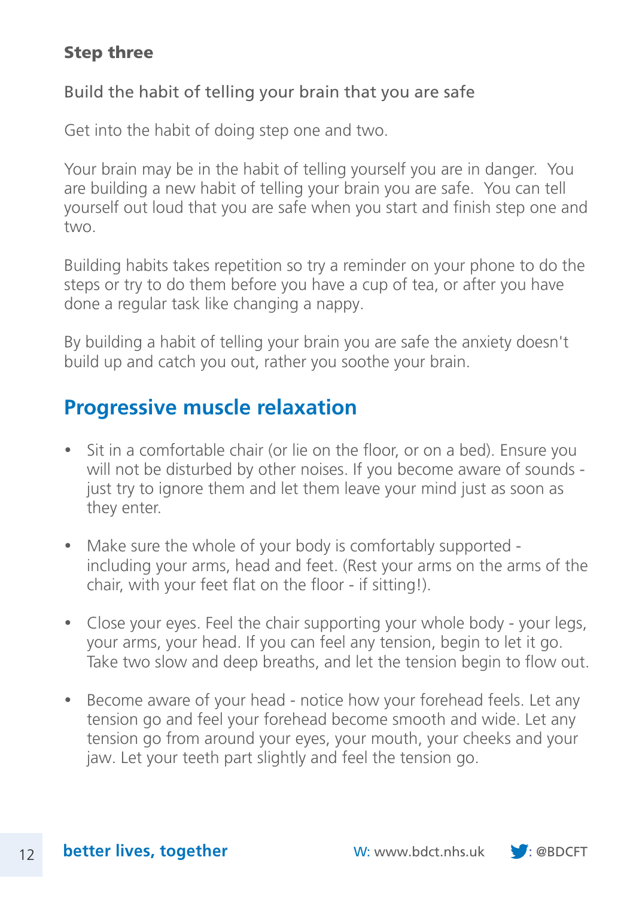**Step three**

Build the habit of telling your brain that you are safe

Get into the habit of doing step one and two.

Your brain may be in the habit of telling yourself you are in danger. You are building a new habit of telling your brain you are safe. You can tell yourself out loud that you are safe when you start and finish step one and two.

Building habits takes repetition so try a reminder on your phone to do the steps or try to do them before you have a cup of tea, or after you have done a regular task like changing a nappy.

By building a habit of telling your brain you are safe the anxiety doesn't build up and catch you out, rather you soothe your brain.

## Progressive muscle relaxation

- Sit in a comfortable chair (or lie on the floor, or on a bed). Ensure you will not be disturbed by other noises. If you become aware of sounds - just try to ignore them and let them leave your mind just as soon as they enter.
- Make sure the whole of your body is comfortably supported - including your arms, head and feet. (Rest your arms on the arms of the chair, with your feet flat on the floor - if sitting!).
- Close your eyes. Feel the chair supporting your whole body - your legs, your arms, your head. If you can feel any tension, begin to let it go. Take two slow and deep breaths, and let the tension begin to flow out.
- Become aware of your head - notice how your forehead feels. Let any tension go and feel your forehead become smooth and wide. Let any tension go from around your eyes, your mouth, your cheeks and your jaw. Let your teeth part slightly and feel the tension go.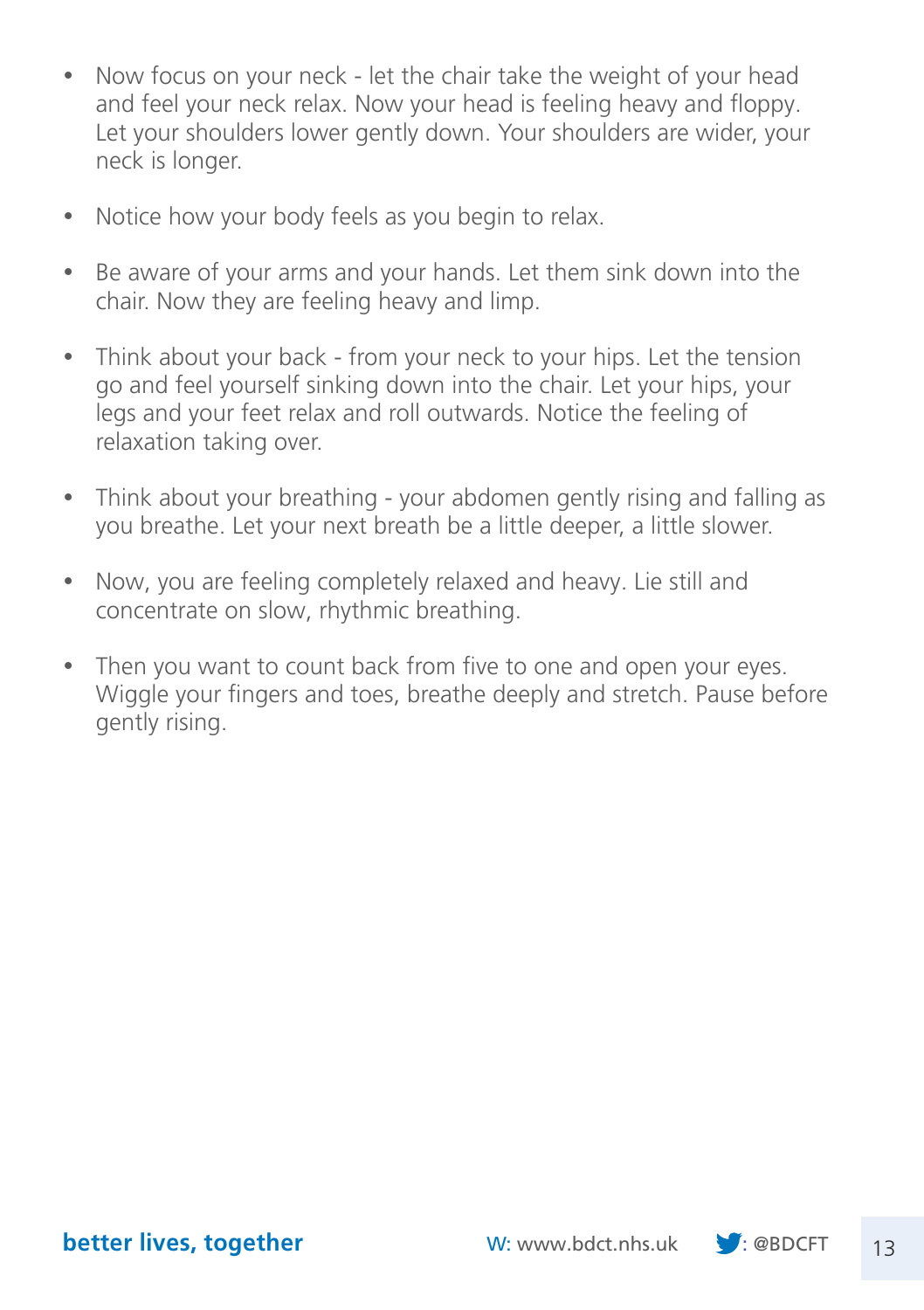- Now focus on your neck - let the chair take the weight of your head and feel your neck relax. Now your head is feeling heavy and floppy. Let your shoulders lower gently down. Your shoulders are wider, your neck is longer.

- Notice how your body feels as you begin to relax.

- Be aware of your arms and your hands. Let them sink down into the chair. Now they are feeling heavy and limp.

- Think about your back - from your neck to your hips. Let the tension go and feel yourself sinking down into the chair. Let your hips, your legs and your feet relax and roll outwards. Notice the feeling of relaxation taking over.

- Think about your breathing - your abdomen gently rising and falling as you breathe. Let your next breath be a little deeper, a little slower.

- Now, you are feeling completely relaxed and heavy. Lie still and concentrate on slow, rhythmic breathing.

- Then you want to count back from five to one and open your eyes. Wiggle your fingers and toes, breathe deeply and stretch. Pause before gently rising.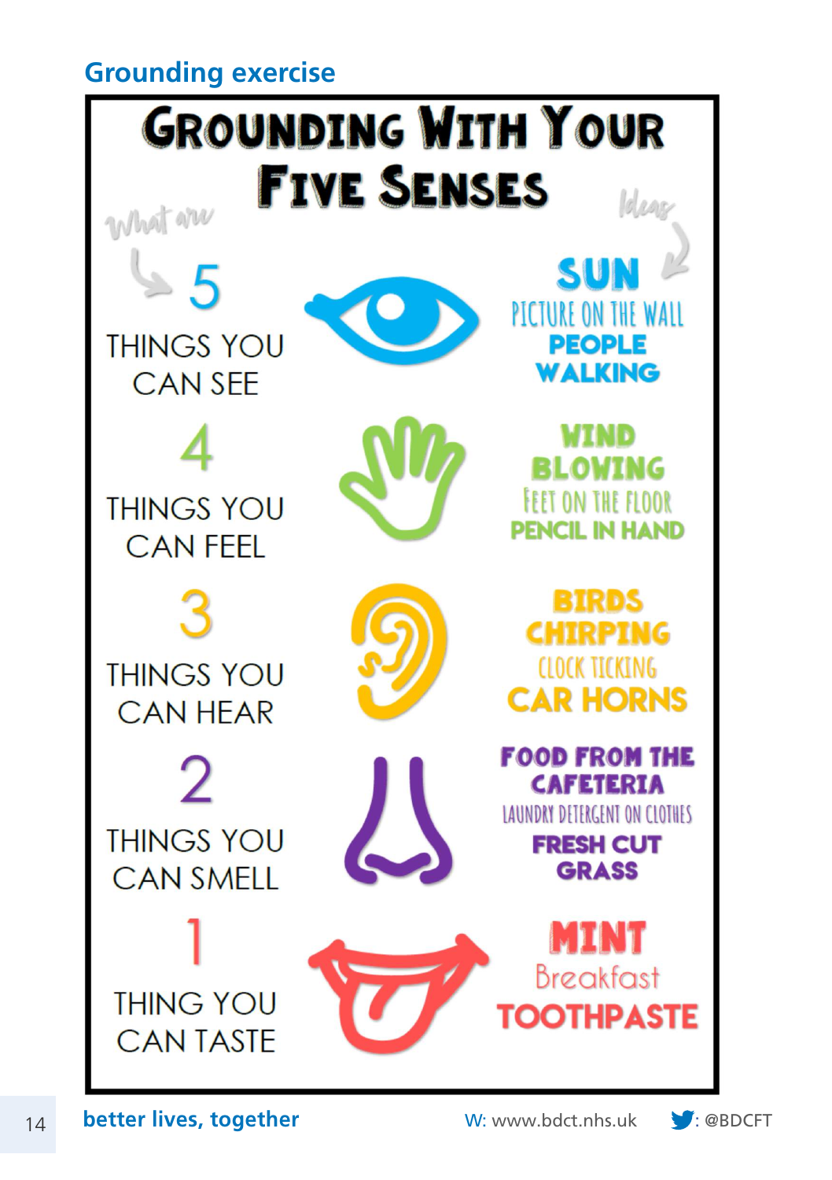## Grounding exercise

# Grounding With Your Five Senses

*What are* | *Ideas*

**5** THINGS YOU CAN SEE — SUN, PICTURE ON THE WALL, PEOPLE WALKING

**4** THINGS YOU CAN FEEL — WIND BLOWING, FEET ON THE FLOOR, PENCIL IN HAND

**3** THINGS YOU CAN HEAR — BIRDS CHIRPING, CLOCK TICKING, CAR HORNS

**2** THINGS YOU CAN SMELL — FOOD FROM THE CAFETERIA, LAUNDRY DETERGENT ON CLOTHES, FRESH CUT GRASS

**1** THING YOU CAN TASTE — MINT, Breakfast, TOOTHPASTE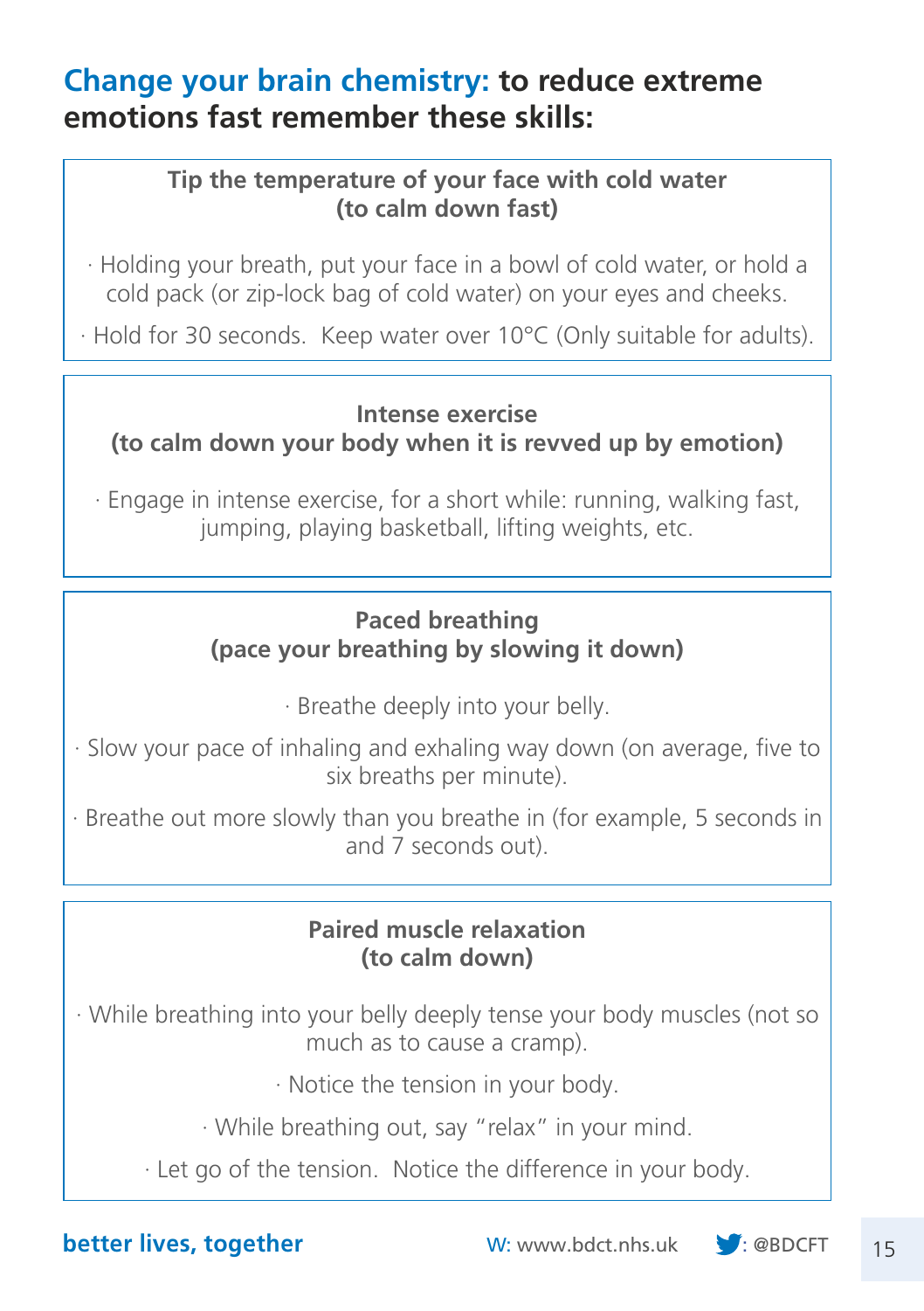## **Change your brain chemistry:** to reduce extreme emotions fast remember these skills:

### Tip the temperature of your face with cold water (to calm down fast)

- Holding your breath, put your face in a bowl of cold water, or hold a cold pack (or zip-lock bag of cold water) on your eyes and cheeks.
- Hold for 30 seconds. Keep water over 10°C (Only suitable for adults).

### Intense exercise (to calm down your body when it is revved up by emotion)

- Engage in intense exercise, for a short while: running, walking fast, jumping, playing basketball, lifting weights, etc.

### Paced breathing (pace your breathing by slowing it down)

- Breathe deeply into your belly.
- Slow your pace of inhaling and exhaling way down (on average, five to six breaths per minute).
- Breathe out more slowly than you breathe in (for example, 5 seconds in and 7 seconds out).

### Paired muscle relaxation (to calm down)

- While breathing into your belly deeply tense your body muscles (not so much as to cause a cramp).
- Notice the tension in your body.
- While breathing out, say "relax" in your mind.
- Let go of the tension. Notice the difference in your body.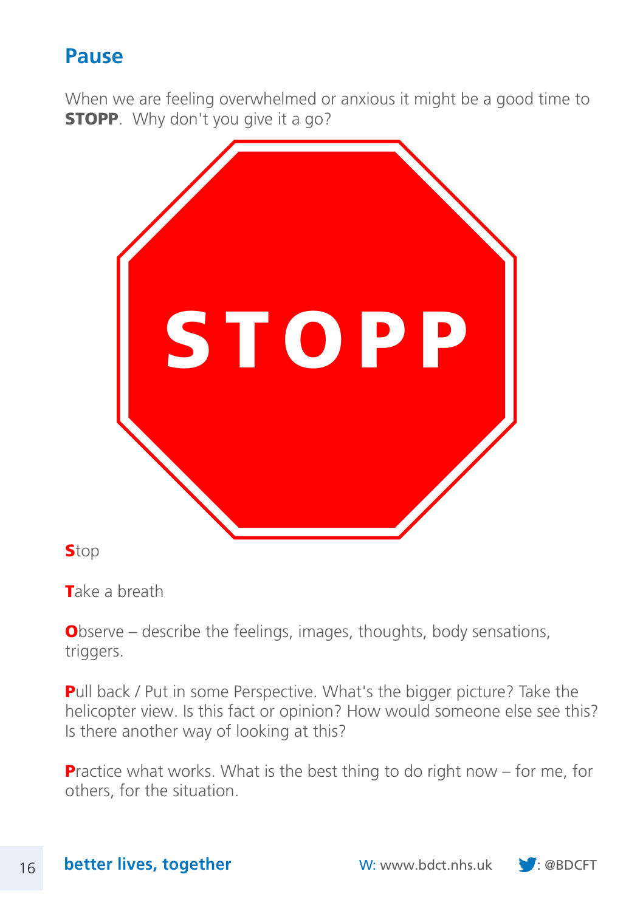## Pause

When we are feeling overwhelmed or anxious it might be a good time to **STOPP**. Why don't you give it a go?

STOPP

**S**top

**T**ake a breath

**O**bserve – describe the feelings, images, thoughts, body sensations, triggers.

**P**ull back / Put in some Perspective. What's the bigger picture? Take the helicopter view. Is this fact or opinion? How would someone else see this? Is there another way of looking at this?

**P**ractice what works. What is the best thing to do right now – for me, for others, for the situation.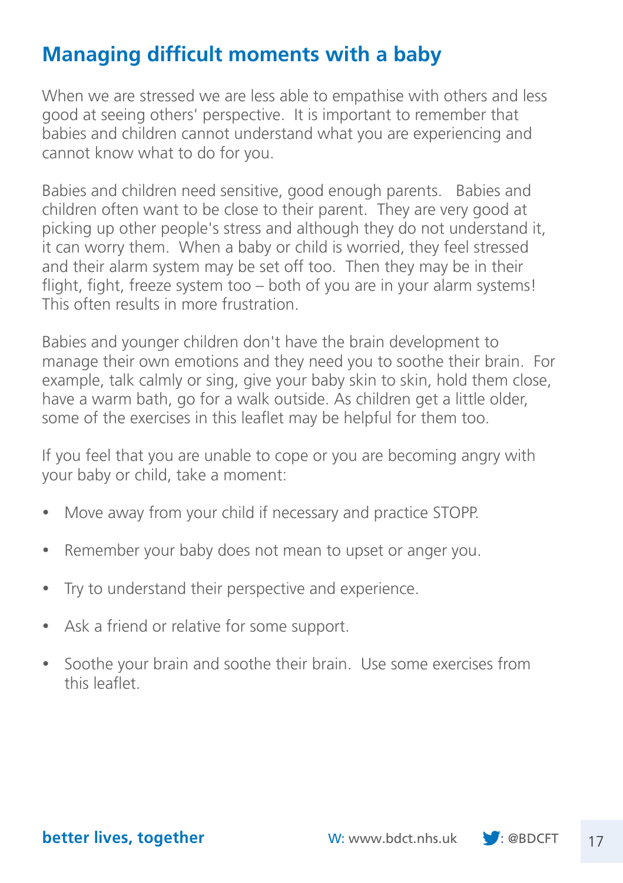## Managing difficult moments with a baby

When we are stressed we are less able to empathise with others and less good at seeing others' perspective. It is important to remember that babies and children cannot understand what you are experiencing and cannot know what to do for you.

Babies and children need sensitive, good enough parents. Babies and children often want to be close to their parent. They are very good at picking up other people's stress and although they do not understand it, it can worry them. When a baby or child is worried, they feel stressed and their alarm system may be set off too. Then they may be in their flight, fight, freeze system too – both of you are in your alarm systems! This often results in more frustration.

Babies and younger children don't have the brain development to manage their own emotions and they need you to soothe their brain. For example, talk calmly or sing, give your baby skin to skin, hold them close, have a warm bath, go for a walk outside. As children get a little older, some of the exercises in this leaflet may be helpful for them too.

If you feel that you are unable to cope or you are becoming angry with your baby or child, take a moment:

- Move away from your child if necessary and practice STOPP.
- Remember your baby does not mean to upset or anger you.
- Try to understand their perspective and experience.
- Ask a friend or relative for some support.
- Soothe your brain and soothe their brain. Use some exercises from this leaflet.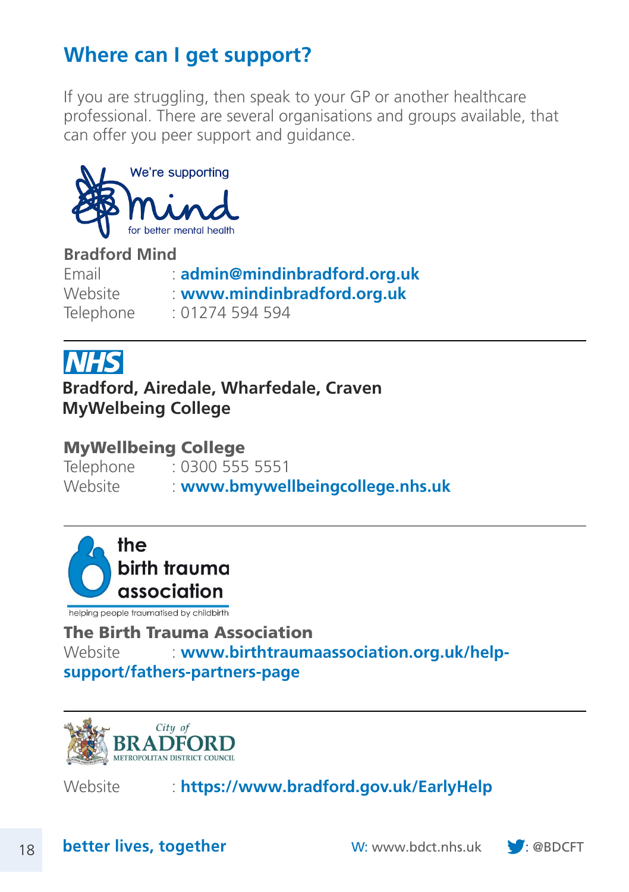## Where can I get support?

If you are struggling, then speak to your GP or another healthcare professional. There are several organisations and groups available, that can offer you peer support and guidance.

We're supporting mind for better mental health

**Bradford Mind**

Email : **admin@mindinbradford.org.uk**
Website : **www.mindinbradford.org.uk**
Telephone : 01274 594 594

---

NHS

**Bradford, Airedale, Wharfedale, Craven MyWelbeing College**

**MyWellbeing College**

Telephone : 0300 555 5551
Website : **www.bmywellbeingcollege.nhs.uk**

---

the birth trauma association

helping people traumatised by childbirth

**The Birth Trauma Association**

Website : **www.birthtraumaassociation.org.uk/help-support/fathers-partners-page**

---

City of BRADFORD METROPOLITAN DISTRICT COUNCIL

Website : **https://www.bradford.gov.uk/EarlyHelp**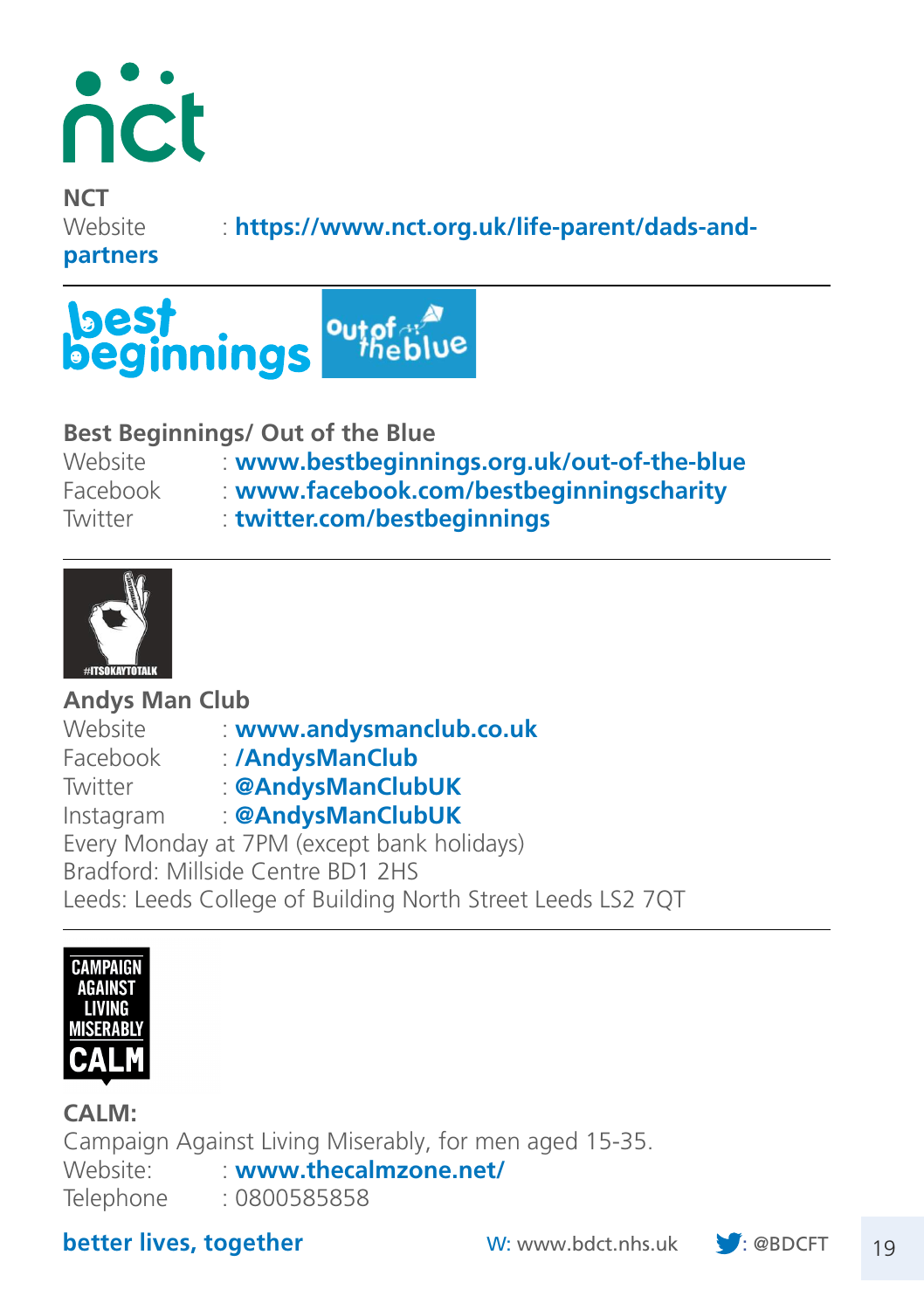**NCT**
Website : **https://www.nct.org.uk/life-parent/dads-and-partners**

---

**Best Beginnings/ Out of the Blue**
Website : **www.bestbeginnings.org.uk/out-of-the-blue**
Facebook : **www.facebook.com/bestbeginningscharity**
Twitter : **twitter.com/bestbeginnings**

---

**Andys Man Club**
Website : **www.andysmanclub.co.uk**
Facebook : **/AndysManClub**
Twitter : **@AndysManClubUK**
Instagram : **@AndysManClubUK**
Every Monday at 7PM (except bank holidays)
Bradford: Millside Centre BD1 2HS
Leeds: Leeds College of Building North Street Leeds LS2 7QT

---

**CALM:**
Campaign Against Living Miserably, for men aged 15-35.
Website: : **www.thecalmzone.net/**
Telephone : 0800585858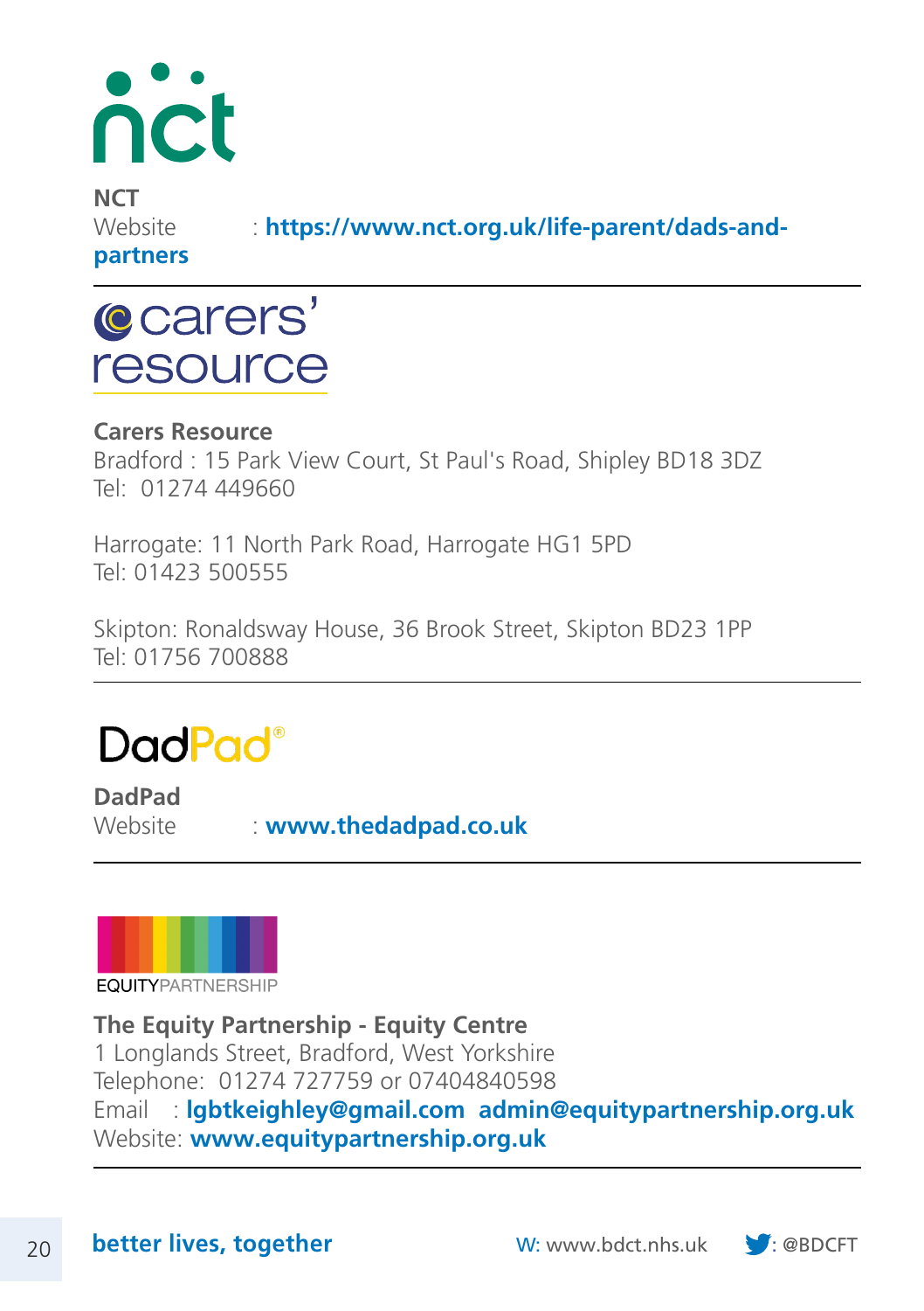**NCT**
Website : **https://www.nct.org.uk/life-parent/dads-and-partners**

---

**Carers Resource**
Bradford : 15 Park View Court, St Paul's Road, Shipley BD18 3DZ
Tel: 01274 449660

Harrogate: 11 North Park Road, Harrogate HG1 5PD
Tel: 01423 500555

Skipton: Ronaldsway House, 36 Brook Street, Skipton BD23 1PP
Tel: 01756 700888

---

**DadPad**
Website : **www.thedadpad.co.uk**

---

**The Equity Partnership - Equity Centre**
1 Longlands Street, Bradford, West Yorkshire
Telephone: 01274 727759 or 07404840598
Email : **lgbtkeighley@gmail.com admin@equitypartnership.org.uk**
Website: **www.equitypartnership.org.uk**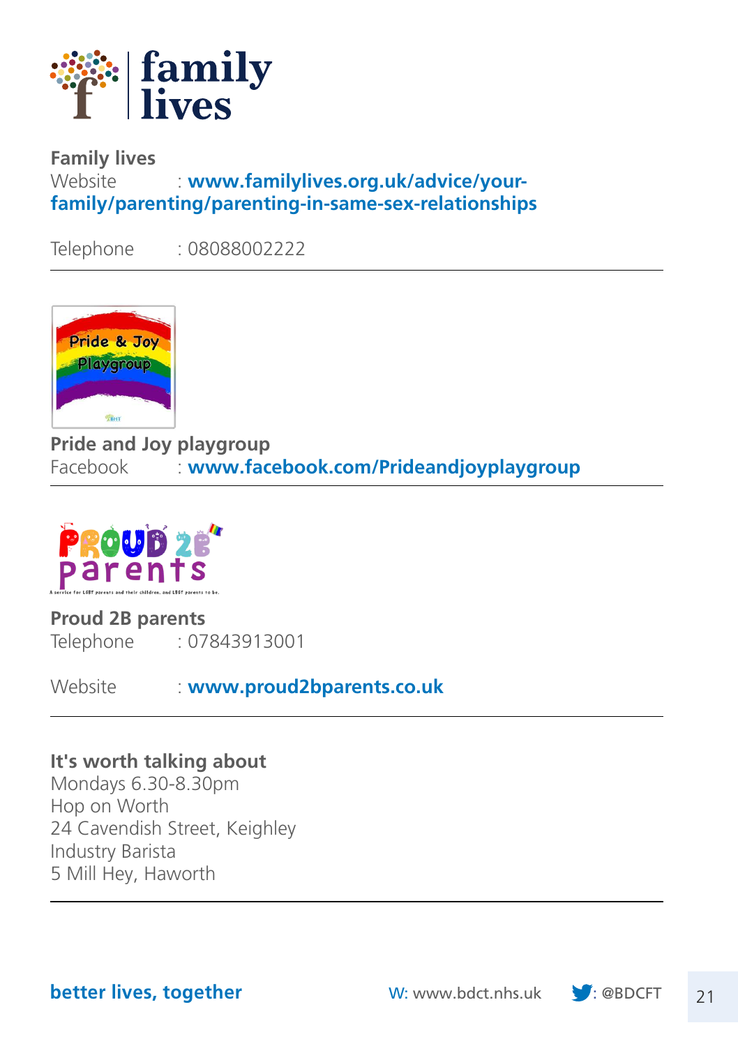**Family lives**
Website : **www.familylives.org.uk/advice/your-family/parenting/parenting-in-same-sex-relationships**

Telephone : 08088002222

---

**Pride and Joy playgroup**
Facebook : **www.facebook.com/Prideandjoyplaygroup**

---

**Proud 2B parents**
Telephone : 07843913001

Website : **www.proud2bparents.co.uk**

---

**It's worth talking about**
Mondays 6.30-8.30pm
Hop on Worth
24 Cavendish Street, Keighley
Industry Barista
5 Mill Hey, Haworth

---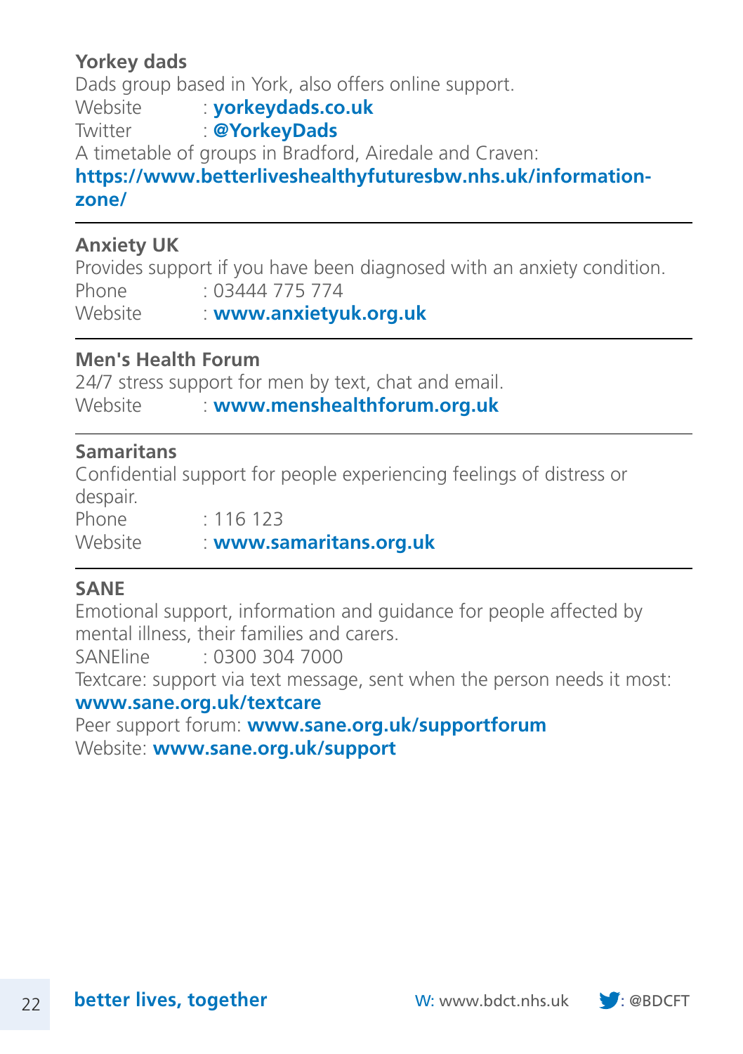**Yorkey dads**

Dads group based in York, also offers online support.

Website : **yorkeydads.co.uk**
Twitter : **@YorkeyDads**

A timetable of groups in Bradford, Airedale and Craven:
**https://www.betterliveshealthyfuturesbw.nhs.uk/information-zone/**

---

**Anxiety UK**

Provides support if you have been diagnosed with an anxiety condition.

Phone : 03444 775 774
Website : **www.anxietyuk.org.uk**

---

**Men's Health Forum**

24/7 stress support for men by text, chat and email.

Website : **www.menshealthforum.org.uk**

---

**Samaritans**

Confidential support for people experiencing feelings of distress or despair.

Phone : 116 123
Website : **www.samaritans.org.uk**

---

**SANE**

Emotional support, information and guidance for people affected by mental illness, their families and carers.

SANEline : 0300 304 7000

Textcare: support via text message, sent when the person needs it most:
**www.sane.org.uk/textcare**

Peer support forum: **www.sane.org.uk/supportforum**

Website: **www.sane.org.uk/support**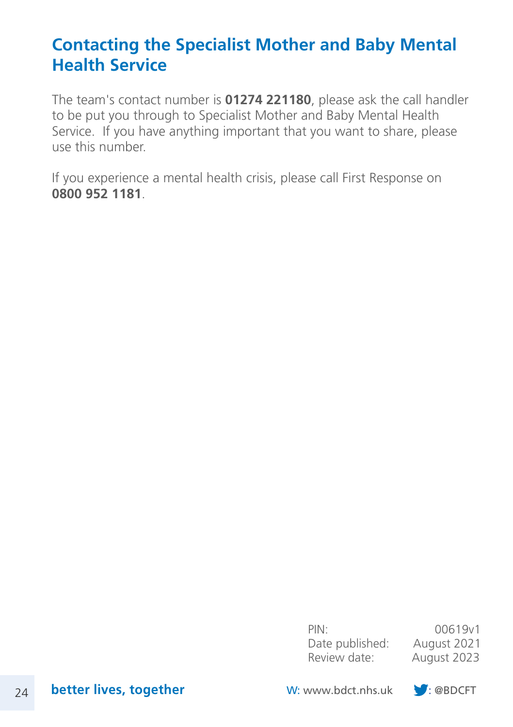## Contacting the Specialist Mother and Baby Mental Health Service

The team's contact number is **01274 221180**, please ask the call handler to be put you through to Specialist Mother and Baby Mental Health Service. If you have anything important that you want to share, please use this number.

If you experience a mental health crisis, please call First Response on **0800 952 1181**.

| | |
|---|---|
| PIN: | 00619v1 |
| Date published: | August 2021 |
| Review date: | August 2023 |